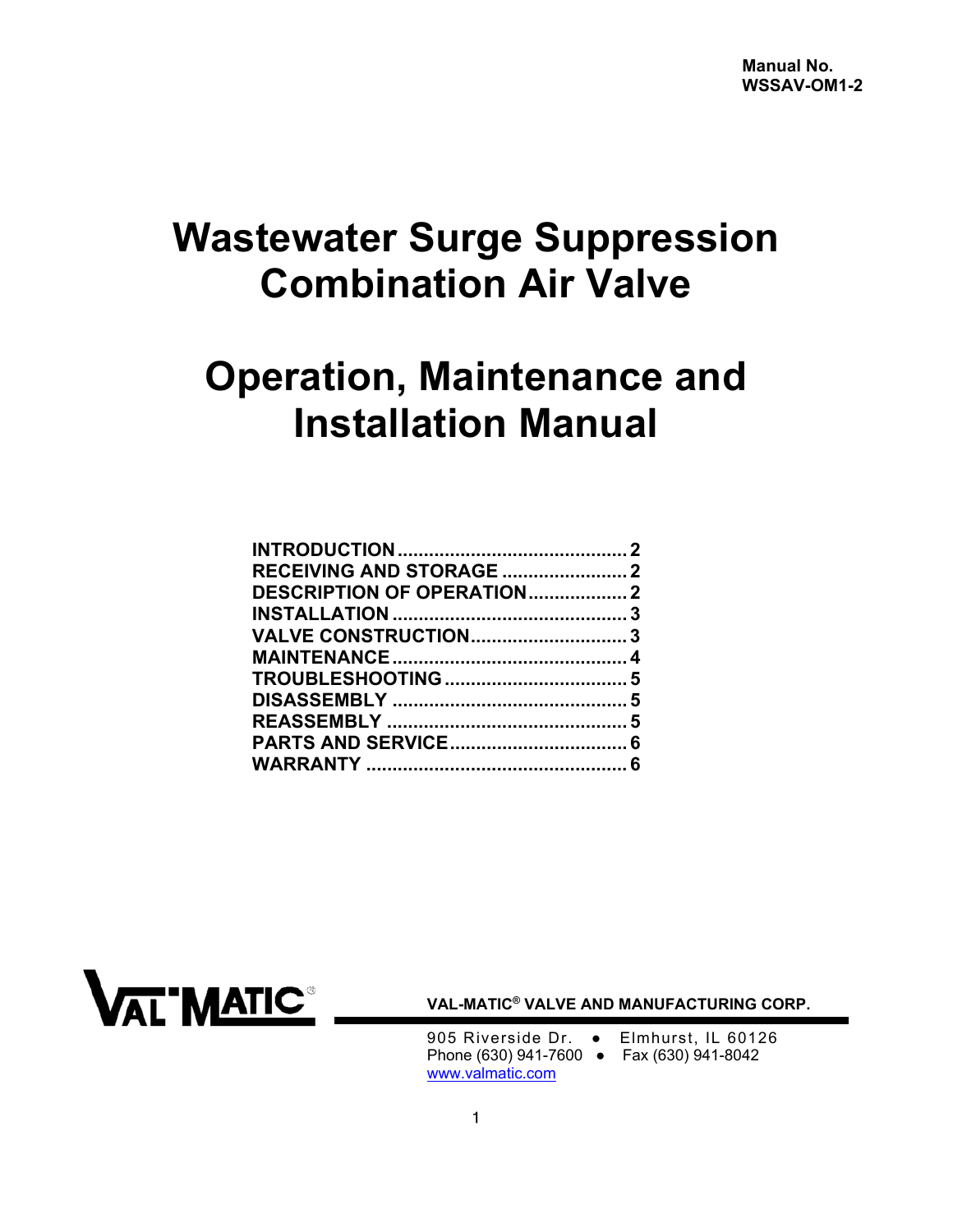Manual No.
WSSAV-OM1-2

# Wastewater Surge Suppression Combination Air Valve

# Operation, Maintenance and Installation Manual

| | |
|---|---|
| **INTRODUCTION** | **2** |
| **RECEIVING AND STORAGE** | **2** |
| **DESCRIPTION OF OPERATION** | **2** |
| **INSTALLATION** | **3** |
| **VALVE CONSTRUCTION** | **3** |
| **MAINTENANCE** | **4** |
| **TROUBLESHOOTING** | **5** |
| **DISASSEMBLY** | **5** |
| **REASSEMBLY** | **5** |
| **PARTS AND SERVICE** | **6** |
| **WARRANTY** | **6** |

**VAL-MATIC**

**VAL-MATIC® VALVE AND MANUFACTURING CORP.**

905 Riverside Dr. ● Elmhurst, IL 60126
Phone (630) 941-7600 ● Fax (630) 941-8042
www.valmatic.com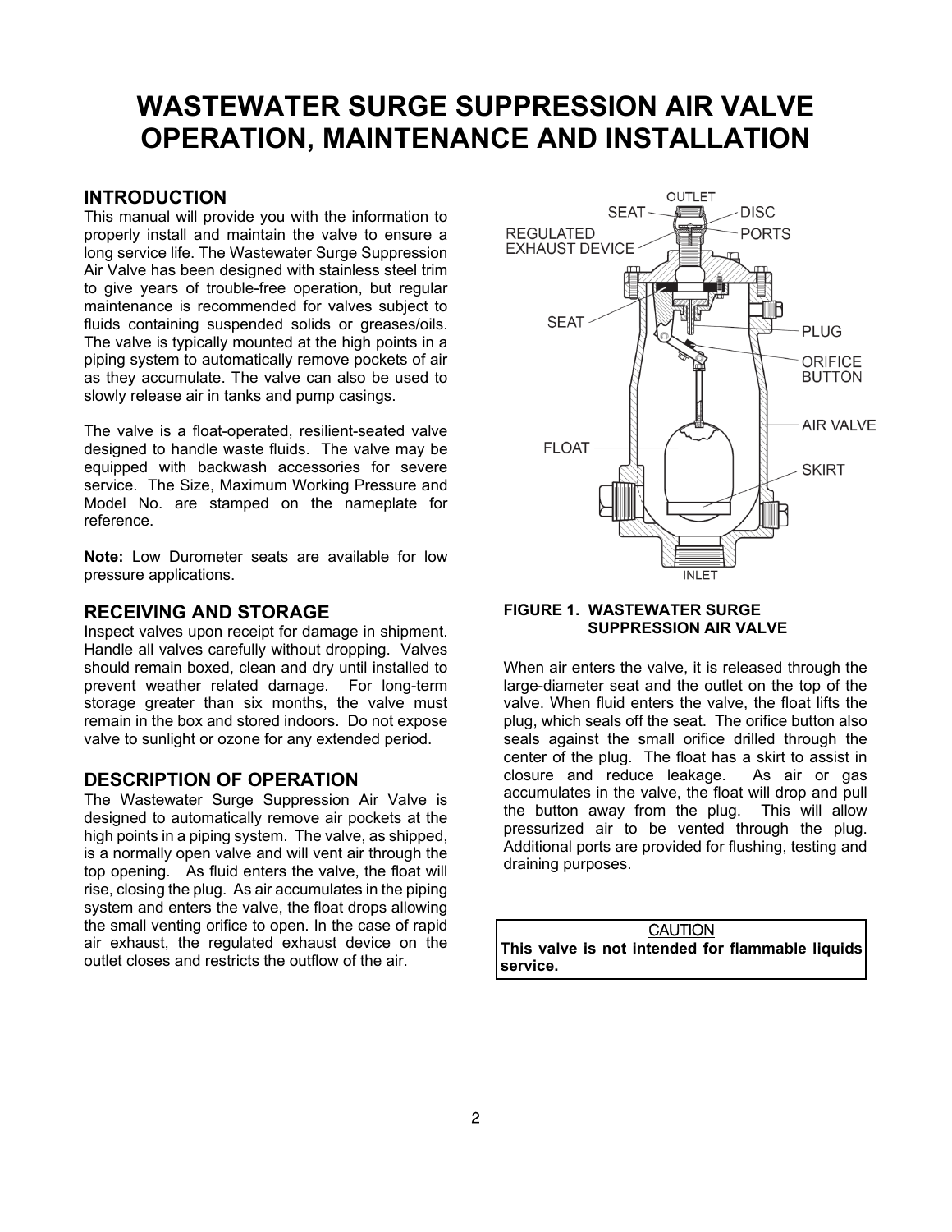# WASTEWATER SURGE SUPPRESSION AIR VALVE OPERATION, MAINTENANCE AND INSTALLATION

## INTRODUCTION

This manual will provide you with the information to properly install and maintain the valve to ensure a long service life. The Wastewater Surge Suppression Air Valve has been designed with stainless steel trim to give years of trouble-free operation, but regular maintenance is recommended for valves subject to fluids containing suspended solids or greases/oils. The valve is typically mounted at the high points in a piping system to automatically remove pockets of air as they accumulate. The valve can also be used to slowly release air in tanks and pump casings.

The valve is a float-operated, resilient-seated valve designed to handle waste fluids. The valve may be equipped with backwash accessories for severe service. The Size, Maximum Working Pressure and Model No. are stamped on the nameplate for reference.

**Note:** Low Durometer seats are available for low pressure applications.

## RECEIVING AND STORAGE

Inspect valves upon receipt for damage in shipment. Handle all valves carefully without dropping. Valves should remain boxed, clean and dry until installed to prevent weather related damage. For long-term storage greater than six months, the valve must remain in the box and stored indoors. Do not expose valve to sunlight or ozone for any extended period.

## DESCRIPTION OF OPERATION

The Wastewater Surge Suppression Air Valve is designed to automatically remove air pockets at the high points in a piping system. The valve, as shipped, is a normally open valve and will vent air through the top opening. As fluid enters the valve, the float will rise, closing the plug. As air accumulates in the piping system and enters the valve, the float drops allowing the small venting orifice to open. In the case of rapid air exhaust, the regulated exhaust device on the outlet closes and restricts the outflow of the air.

OUTLET, SEAT, DISC, REGULATED EXHAUST DEVICE, PORTS, SEAT, PLUG, ORIFICE BUTTON, AIR VALVE, FLOAT, SKIRT, INLET

**FIGURE 1. WASTEWATER SURGE SUPPRESSION AIR VALVE**

When air enters the valve, it is released through the large-diameter seat and the outlet on the top of the valve. When fluid enters the valve, the float lifts the plug, which seals off the seat. The orifice button also seals against the small orifice drilled through the center of the plug. The float has a skirt to assist in closure and reduce leakage. As air or gas accumulates in the valve, the float will drop and pull the button away from the plug. This will allow pressurized air to be vented through the plug. Additional ports are provided for flushing, testing and draining purposes.

CAUTION

**This valve is not intended for flammable liquids service.**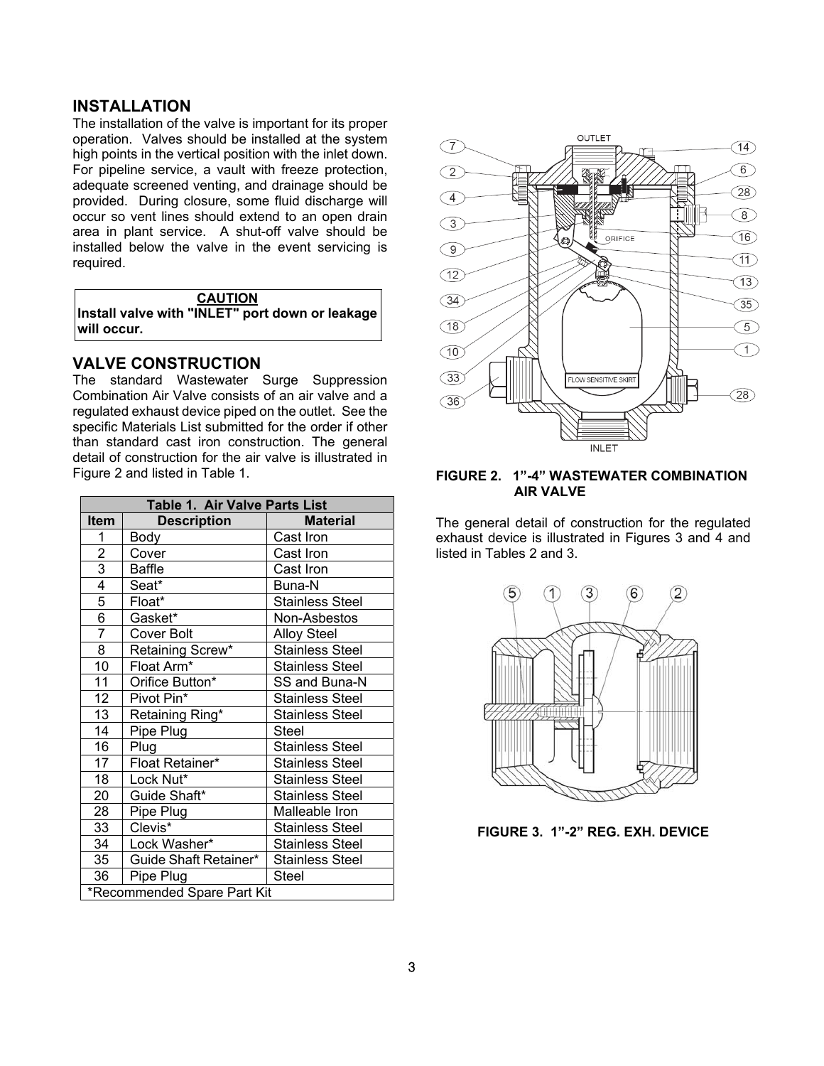## INSTALLATION

The installation of the valve is important for its proper operation. Valves should be installed at the system high points in the vertical position with the inlet down. For pipeline service, a vault with freeze protection, adequate screened venting, and drainage should be provided. During closure, some fluid discharge will occur so vent lines should extend to an open drain area in plant service. A shut-off valve should be installed below the valve in the event servicing is required.

**CAUTION**
**Install valve with "INLET" port down or leakage will occur.**

## VALVE CONSTRUCTION

The standard Wastewater Surge Suppression Combination Air Valve consists of an air valve and a regulated exhaust device piped on the outlet. See the specific Materials List submitted for the order if other than standard cast iron construction. The general detail of construction for the air valve is illustrated in Figure 2 and listed in Table 1.

| Table 1. Air Valve Parts List | | |
|---|---|---|
| **Item** | **Description** | **Material** |
| 1 | Body | Cast Iron |
| 2 | Cover | Cast Iron |
| 3 | Baffle | Cast Iron |
| 4 | Seat* | Buna-N |
| 5 | Float* | Stainless Steel |
| 6 | Gasket* | Non-Asbestos |
| 7 | Cover Bolt | Alloy Steel |
| 8 | Retaining Screw* | Stainless Steel |
| 10 | Float Arm* | Stainless Steel |
| 11 | Orifice Button* | SS and Buna-N |
| 12 | Pivot Pin* | Stainless Steel |
| 13 | Retaining Ring* | Stainless Steel |
| 14 | Pipe Plug | Steel |
| 16 | Plug | Stainless Steel |
| 17 | Float Retainer* | Stainless Steel |
| 18 | Lock Nut* | Stainless Steel |
| 20 | Guide Shaft* | Stainless Steel |
| 28 | Pipe Plug | Malleable Iron |
| 33 | Clevis* | Stainless Steel |
| 34 | Lock Washer* | Stainless Steel |
| 35 | Guide Shaft Retainer* | Stainless Steel |
| 36 | Pipe Plug | Steel |
| *Recommended Spare Part Kit | | |

**FIGURE 2. 1"-4" WASTEWATER COMBINATION AIR VALVE**

The general detail of construction for the regulated exhaust device is illustrated in Figures 3 and 4 and listed in Tables 2 and 3.

**FIGURE 3. 1"-2" REG. EXH. DEVICE**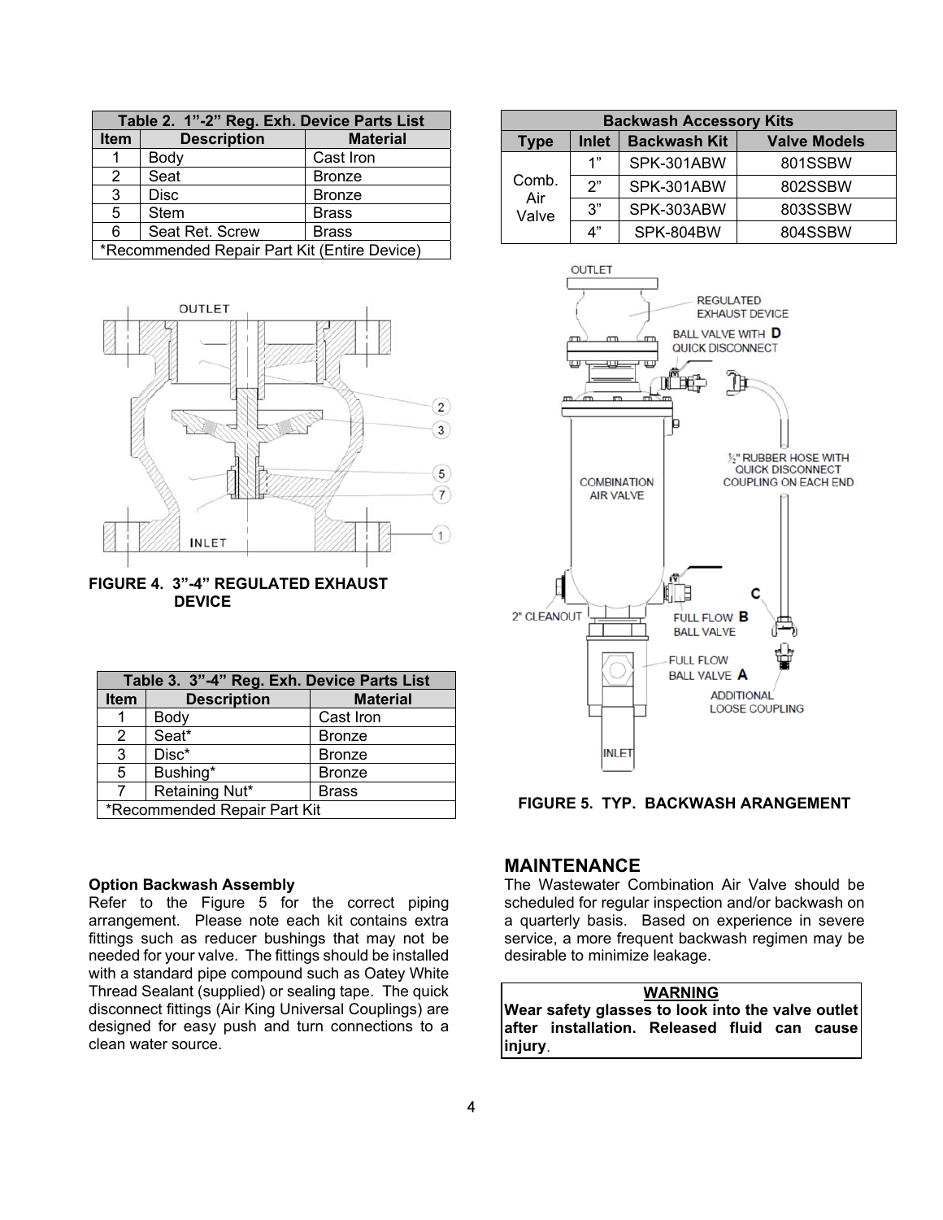| Table 2. 1”-2” Reg. Exh. Device Parts List | | |
|---|---|---|
| **Item** | **Description** | **Material** |
| 1 | Body | Cast Iron |
| 2 | Seat | Bronze |
| 3 | Disc | Bronze |
| 5 | Stem | Brass |
| 6 | Seat Ret. Screw | Brass |
| *Recommended Repair Part Kit (Entire Device) | | |

FIGURE 4. 3”-4” REGULATED EXHAUST DEVICE

| Table 3. 3”-4” Reg. Exh. Device Parts List | | |
|---|---|---|
| **Item** | **Description** | **Material** |
| 1 | Body | Cast Iron |
| 2 | Seat* | Bronze |
| 3 | Disc* | Bronze |
| 5 | Bushing* | Bronze |
| 7 | Retaining Nut* | Brass |
| *Recommended Repair Part Kit | | |

**Option Backwash Assembly**
Refer to the Figure 5 for the correct piping arrangement. Please note each kit contains extra fittings such as reducer bushings that may not be needed for your valve. The fittings should be installed with a standard pipe compound such as Oatey White Thread Sealant (supplied) or sealing tape. The quick disconnect fittings (Air King Universal Couplings) are designed for easy push and turn connections to a clean water source.

| Backwash Accessory Kits | | | |
|---|---|---|---|
| **Type** | **Inlet** | **Backwash Kit** | **Valve Models** |
| Comb. Air Valve | 1” | SPK-301ABW | 801SSBW |
| | 2” | SPK-301ABW | 802SSBW |
| | 3” | SPK-303ABW | 803SSBW |
| | 4” | SPK-804BW | 804SSBW |

FIGURE 5. TYP. BACKWASH ARANGEMENT

## MAINTENANCE
The Wastewater Combination Air Valve should be scheduled for regular inspection and/or backwash on a quarterly basis. Based on experience in severe service, a more frequent backwash regimen may be desirable to minimize leakage.

**WARNING**
**Wear safety glasses to look into the valve outlet after installation. Released fluid can cause injury**.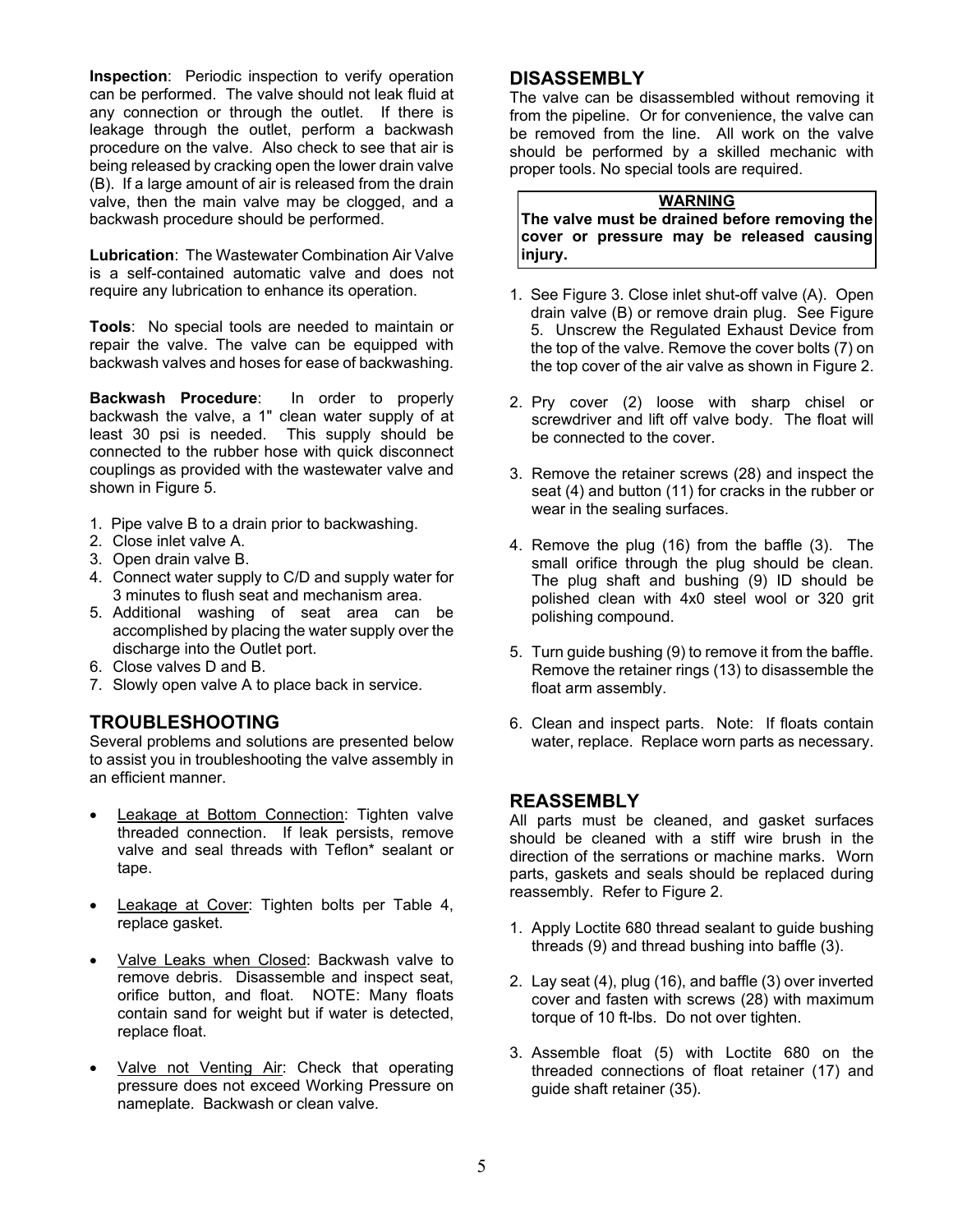**Inspection**: Periodic inspection to verify operation can be performed. The valve should not leak fluid at any connection or through the outlet. If there is leakage through the outlet, perform a backwash procedure on the valve. Also check to see that air is being released by cracking open the lower drain valve (B). If a large amount of air is released from the drain valve, then the main valve may be clogged, and a backwash procedure should be performed.

**Lubrication**: The Wastewater Combination Air Valve is a self-contained automatic valve and does not require any lubrication to enhance its operation.

**Tools**: No special tools are needed to maintain or repair the valve. The valve can be equipped with backwash valves and hoses for ease of backwashing.

**Backwash Procedure**: In order to properly backwash the valve, a 1" clean water supply of at least 30 psi is needed. This supply should be connected to the rubber hose with quick disconnect couplings as provided with the wastewater valve and shown in Figure 5.

1. Pipe valve B to a drain prior to backwashing.
2. Close inlet valve A.
3. Open drain valve B.
4. Connect water supply to C/D and supply water for 3 minutes to flush seat and mechanism area.
5. Additional washing of seat area can be accomplished by placing the water supply over the discharge into the Outlet port.
6. Close valves D and B.
7. Slowly open valve A to place back in service.

## TROUBLESHOOTING

Several problems and solutions are presented below to assist you in troubleshooting the valve assembly in an efficient manner.

- Leakage at Bottom Connection: Tighten valve threaded connection. If leak persists, remove valve and seal threads with Teflon* sealant or tape.
- Leakage at Cover: Tighten bolts per Table 4, replace gasket.
- Valve Leaks when Closed: Backwash valve to remove debris. Disassemble and inspect seat, orifice button, and float. NOTE: Many floats contain sand for weight but if water is detected, replace float.
- Valve not Venting Air: Check that operating pressure does not exceed Working Pressure on nameplate. Backwash or clean valve.

## DISASSEMBLY

The valve can be disassembled without removing it from the pipeline. Or for convenience, the valve can be removed from the line. All work on the valve should be performed by a skilled mechanic with proper tools. No special tools are required.

> **WARNING**
>
> **The valve must be drained before removing the cover or pressure may be released causing injury.**

1. See Figure 3. Close inlet shut-off valve (A). Open drain valve (B) or remove drain plug. See Figure 5. Unscrew the Regulated Exhaust Device from the top of the valve. Remove the cover bolts (7) on the top cover of the air valve as shown in Figure 2.
2. Pry cover (2) loose with sharp chisel or screwdriver and lift off valve body. The float will be connected to the cover.
3. Remove the retainer screws (28) and inspect the seat (4) and button (11) for cracks in the rubber or wear in the sealing surfaces.
4. Remove the plug (16) from the baffle (3). The small orifice through the plug should be clean. The plug shaft and bushing (9) ID should be polished clean with 4x0 steel wool or 320 grit polishing compound.
5. Turn guide bushing (9) to remove it from the baffle. Remove the retainer rings (13) to disassemble the float arm assembly.
6. Clean and inspect parts. Note: If floats contain water, replace. Replace worn parts as necessary.

## REASSEMBLY

All parts must be cleaned, and gasket surfaces should be cleaned with a stiff wire brush in the direction of the serrations or machine marks. Worn parts, gaskets and seals should be replaced during reassembly. Refer to Figure 2.

1. Apply Loctite 680 thread sealant to guide bushing threads (9) and thread bushing into baffle (3).
2. Lay seat (4), plug (16), and baffle (3) over inverted cover and fasten with screws (28) with maximum torque of 10 ft-lbs. Do not over tighten.
3. Assemble float (5) with Loctite 680 on the threaded connections of float retainer (17) and guide shaft retainer (35).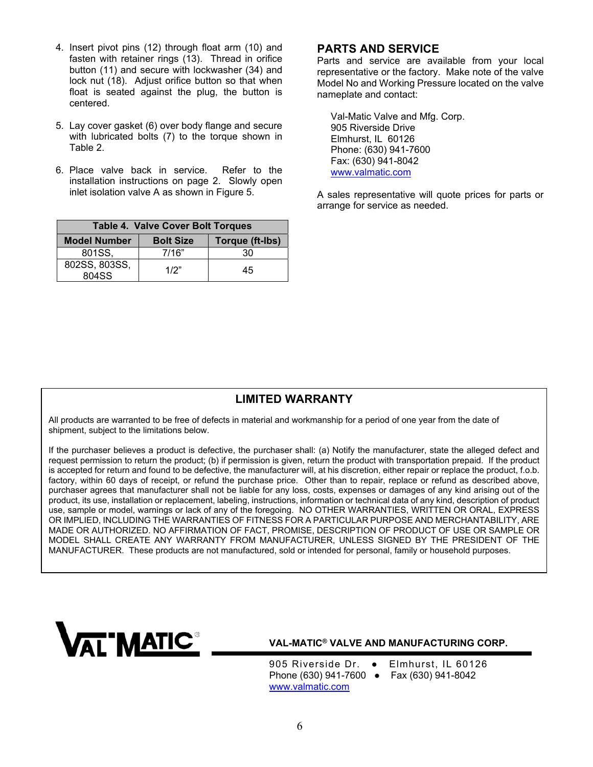4. Insert pivot pins (12) through float arm (10) and fasten with retainer rings (13). Thread in orifice button (11) and secure with lockwasher (34) and lock nut (18). Adjust orifice button so that when float is seated against the plug, the button is centered.

5. Lay cover gasket (6) over body flange and secure with lubricated bolts (7) to the torque shown in Table 2.

6. Place valve back in service. Refer to the installation instructions on page 2. Slowly open inlet isolation valve A as shown in Figure 5.

**Table 4. Valve Cover Bolt Torques**

| Model Number | Bolt Size | Torque (ft-lbs) |
|---|---|---|
| 801SS, | 7/16" | 30 |
| 802SS, 803SS, 804SS | 1/2" | 45 |

## PARTS AND SERVICE

Parts and service are available from your local representative or the factory. Make note of the valve Model No and Working Pressure located on the valve nameplate and contact:

Val-Matic Valve and Mfg. Corp.
905 Riverside Drive
Elmhurst, IL 60126
Phone: (630) 941-7600
Fax: (630) 941-8042
www.valmatic.com

A sales representative will quote prices for parts or arrange for service as needed.

## LIMITED WARRANTY

All products are warranted to be free of defects in material and workmanship for a period of one year from the date of shipment, subject to the limitations below.

If the purchaser believes a product is defective, the purchaser shall: (a) Notify the manufacturer, state the alleged defect and request permission to return the product; (b) if permission is given, return the product with transportation prepaid. If the product is accepted for return and found to be defective, the manufacturer will, at his discretion, either repair or replace the product, f.o.b. factory, within 60 days of receipt, or refund the purchase price. Other than to repair, replace or refund as described above, purchaser agrees that manufacturer shall not be liable for any loss, costs, expenses or damages of any kind arising out of the product, its use, installation or replacement, labeling, instructions, information or technical data of any kind, description of product use, sample or model, warnings or lack of any of the foregoing. NO OTHER WARRANTIES, WRITTEN OR ORAL, EXPRESS OR IMPLIED, INCLUDING THE WARRANTIES OF FITNESS FOR A PARTICULAR PURPOSE AND MERCHANTABILITY, ARE MADE OR AUTHORIZED. NO AFFIRMATION OF FACT, PROMISE, DESCRIPTION OF PRODUCT OF USE OR SAMPLE OR MODEL SHALL CREATE ANY WARRANTY FROM MANUFACTURER, UNLESS SIGNED BY THE PRESIDENT OF THE MANUFACTURER. These products are not manufactured, sold or intended for personal, family or household purposes.

VAL-MATIC

**VAL-MATIC® VALVE AND MANUFACTURING CORP.**

905 Riverside Dr. ● Elmhurst, IL 60126
Phone (630) 941-7600 ● Fax (630) 941-8042
www.valmatic.com